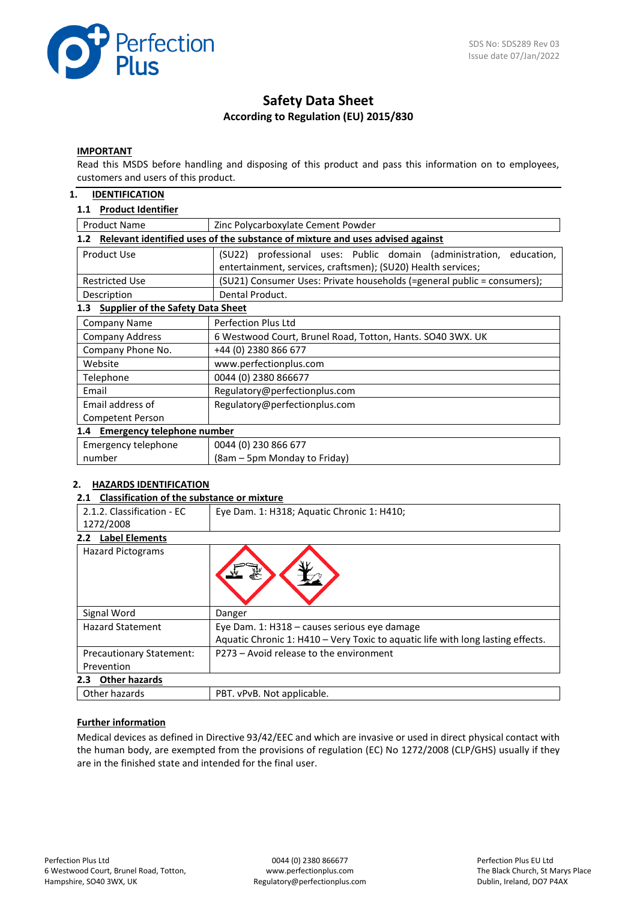SDS No: SDS289 Rev 03
Issue date 07/Jan/2022

# Safety Data Sheet

**According to Regulation (EU) 2015/830**

**IMPORTANT**

Read this MSDS before handling and disposing of this product and pass this information on to employees, customers and users of this product.

## 1. IDENTIFICATION

### 1.1 Product Identifier

| | |
|---|---|
| Product Name | Zinc Polycarboxylate Cement Powder |

### 1.2 Relevant identified uses of the substance of mixture and uses advised against

| | |
|---|---|
| Product Use | (SU22) professional uses: Public domain (administration, education, entertainment, services, craftsmen); (SU20) Health services; |
| Restricted Use | (SU21) Consumer Uses: Private households (=general public = consumers); |
| Description | Dental Product. |

### 1.3 Supplier of the Safety Data Sheet

| | |
|---|---|
| Company Name | Perfection Plus Ltd |
| Company Address | 6 Westwood Court, Brunel Road, Totton, Hants. SO40 3WX. UK |
| Company Phone No. | +44 (0) 2380 866 677 |
| Website | www.perfectionplus.com |
| Telephone | 0044 (0) 2380 866677 |
| Email | Regulatory@perfectionplus.com |
| Email address of Competent Person | Regulatory@perfectionplus.com |

### 1.4 Emergency telephone number

| | |
|---|---|
| Emergency telephone number | 0044 (0) 230 866 677<br>(8am – 5pm Monday to Friday) |

## 2. HAZARDS IDENTIFICATION

### 2.1 Classification of the substance or mixture

| | |
|---|---|
| 2.1.2. Classification - EC 1272/2008 | Eye Dam. 1: H318; Aquatic Chronic 1: H410; |

### 2.2 Label Elements

| | |
|---|---|
| Hazard Pictograms | |
| Signal Word | Danger |
| Hazard Statement | Eye Dam. 1: H318 – causes serious eye damage<br>Aquatic Chronic 1: H410 – Very Toxic to aquatic life with long lasting effects. |
| Precautionary Statement: Prevention | P273 – Avoid release to the environment |

### 2.3 Other hazards

| | |
|---|---|
| Other hazards | PBT. vPvB. Not applicable. |

**Further information**

Medical devices as defined in Directive 93/42/EEC and which are invasive or used in direct physical contact with the human body, are exempted from the provisions of regulation (EC) No 1272/2008 (CLP/GHS) usually if they are in the finished state and intended for the final user.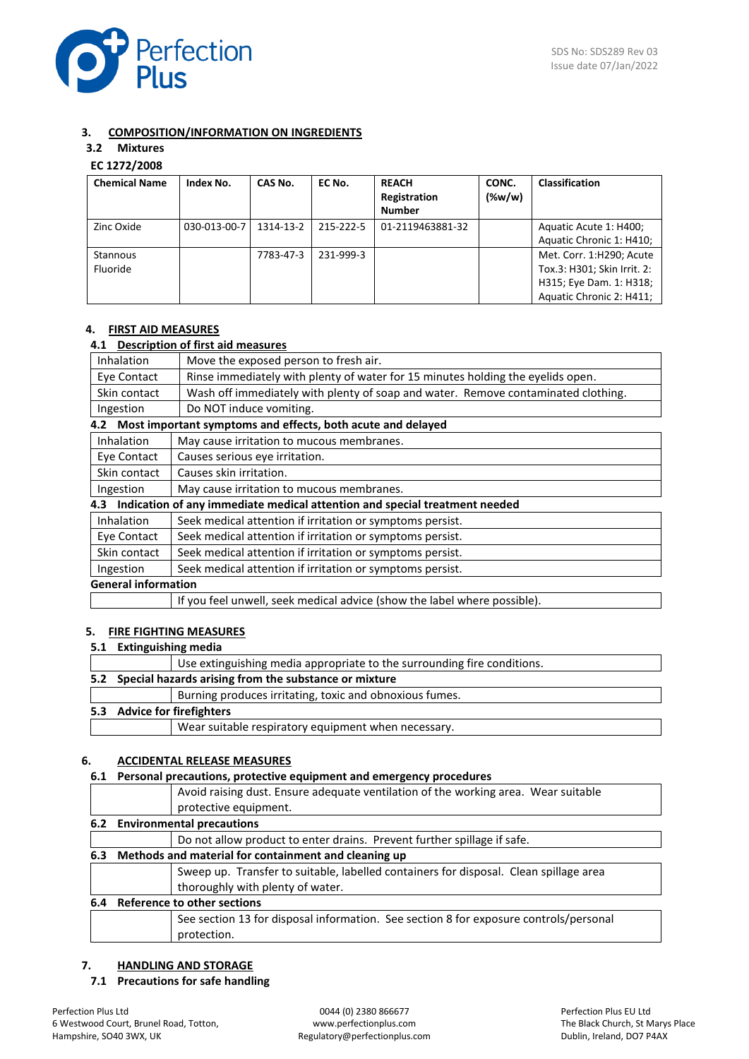## 3. COMPOSITION/INFORMATION ON INGREDIENTS

### 3.2 Mixtures

**EC 1272/2008**

| Chemical Name | Index No. | CAS No. | EC No. | REACH Registration Number | CONC. (%w/w) | Classification |
|---|---|---|---|---|---|---|
| Zinc Oxide | 030-013-00-7 | 1314-13-2 | 215-222-5 | 01-2119463881-32 | | Aquatic Acute 1: H400; Aquatic Chronic 1: H410; |
| Stannous Fluoride | | 7783-47-3 | 231-999-3 | | | Met. Corr. 1:H290; Acute Tox.3: H301; Skin Irrit. 2: H315; Eye Dam. 1: H318; Aquatic Chronic 2: H411; |

## 4. FIRST AID MEASURES

### 4.1 Description of first aid measures

| | |
|---|---|
| Inhalation | Move the exposed person to fresh air. |
| Eye Contact | Rinse immediately with plenty of water for 15 minutes holding the eyelids open. |
| Skin contact | Wash off immediately with plenty of soap and water. Remove contaminated clothing. |
| Ingestion | Do NOT induce vomiting. |

### 4.2 Most important symptoms and effects, both acute and delayed

| | |
|---|---|
| Inhalation | May cause irritation to mucous membranes. |
| Eye Contact | Causes serious eye irritation. |
| Skin contact | Causes skin irritation. |
| Ingestion | May cause irritation to mucous membranes. |

### 4.3 Indication of any immediate medical attention and special treatment needed

| | |
|---|---|
| Inhalation | Seek medical attention if irritation or symptoms persist. |
| Eye Contact | Seek medical attention if irritation or symptoms persist. |
| Skin contact | Seek medical attention if irritation or symptoms persist. |
| Ingestion | Seek medical attention if irritation or symptoms persist. |

**General information**

If you feel unwell, seek medical advice (show the label where possible).

## 5. FIRE FIGHTING MEASURES

### 5.1 Extinguishing media

Use extinguishing media appropriate to the surrounding fire conditions.

### 5.2 Special hazards arising from the substance or mixture

Burning produces irritating, toxic and obnoxious fumes.

### 5.3 Advice for firefighters

Wear suitable respiratory equipment when necessary.

## 6. ACCIDENTAL RELEASE MEASURES

### 6.1 Personal precautions, protective equipment and emergency procedures

Avoid raising dust. Ensure adequate ventilation of the working area. Wear suitable protective equipment.

### 6.2 Environmental precautions

Do not allow product to enter drains. Prevent further spillage if safe.

### 6.3 Methods and material for containment and cleaning up

Sweep up. Transfer to suitable, labelled containers for disposal. Clean spillage area thoroughly with plenty of water.

### 6.4 Reference to other sections

See section 13 for disposal information. See section 8 for exposure controls/personal protection.

## 7. HANDLING AND STORAGE

### 7.1 Precautions for safe handling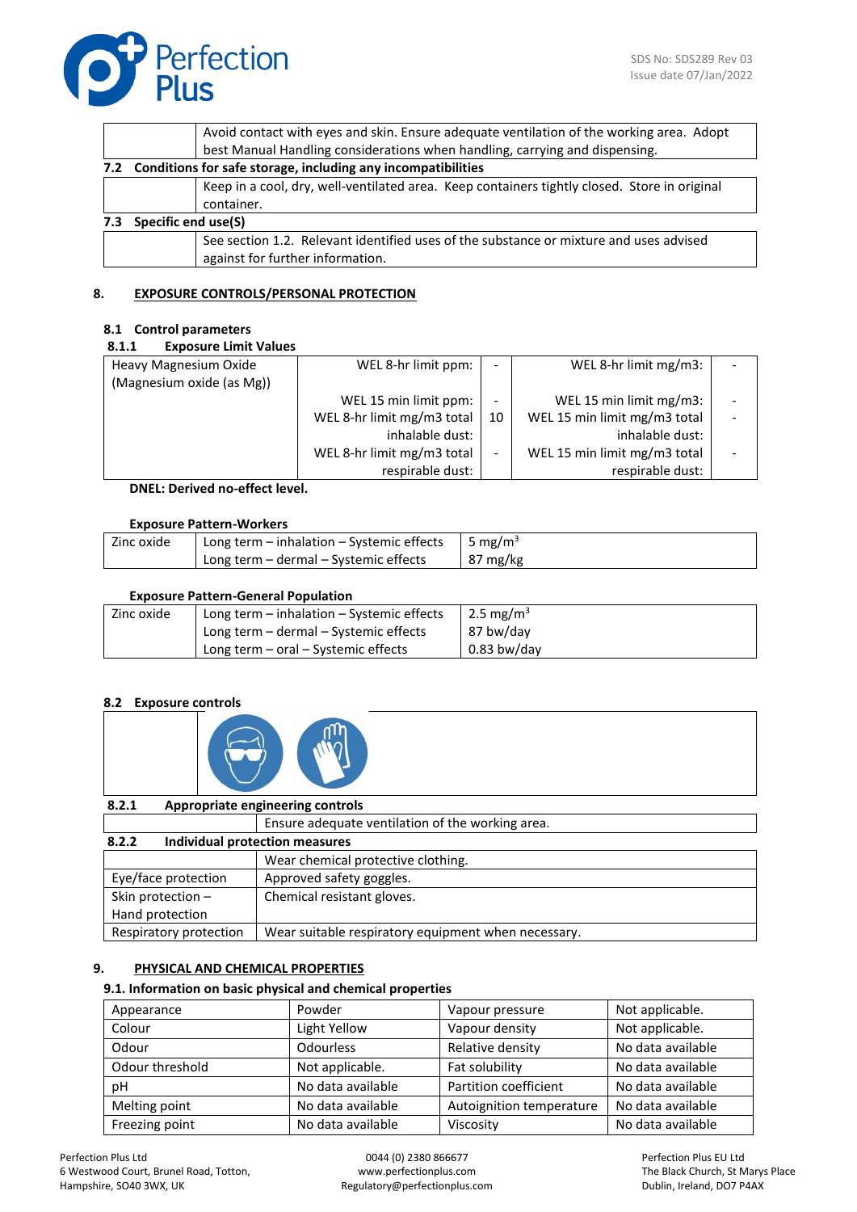| | Avoid contact with eyes and skin. Ensure adequate ventilation of the working area. Adopt best Manual Handling considerations when handling, carrying and dispensing. |
|---|---|

**7.2 Conditions for safe storage, including any incompatibilities**

| | Keep in a cool, dry, well-ventilated area. Keep containers tightly closed. Store in original container. |
|---|---|

**7.3 Specific end use(S)**

| | See section 1.2. Relevant identified uses of the substance or mixture and uses advised against for further information. |
|---|---|

## 8. EXPOSURE CONTROLS/PERSONAL PROTECTION

### 8.1 Control parameters

#### 8.1.1 Exposure Limit Values

| Heavy Magnesium Oxide (Magnesium oxide (as Mg)) | WEL 8-hr limit ppm: | - | WEL 8-hr limit mg/m3: | - |
|---|---|---|---|---|
| | WEL 15 min limit ppm: | - | WEL 15 min limit mg/m3: | - |
| | WEL 8-hr limit mg/m3 total inhalable dust: | 10 | WEL 15 min limit mg/m3 total inhalable dust: | - |
| | WEL 8-hr limit mg/m3 total respirable dust: | - | WEL 15 min limit mg/m3 total respirable dust: | - |

**DNEL: Derived no-effect level.**

**Exposure Pattern-Workers**

| Zinc oxide | Long term – inhalation – Systemic effects | 5 $mg/m^3$ |
|---|---|---|
| | Long term – dermal – Systemic effects | 87 mg/kg |

**Exposure Pattern-General Population**

| Zinc oxide | Long term – inhalation – Systemic effects | 2.5 $mg/m^3$ |
|---|---|---|
| | Long term – dermal – Systemic effects | 87 bw/day |
| | Long term – oral – Systemic effects | 0.83 bw/day |

### 8.2 Exposure controls

#### 8.2.1 Appropriate engineering controls

| | Ensure adequate ventilation of the working area. |
|---|---|

#### 8.2.2 Individual protection measures

| | Wear chemical protective clothing. |
|---|---|
| Eye/face protection | Approved safety goggles. |
| Skin protection – Hand protection | Chemical resistant gloves. |
| Respiratory protection | Wear suitable respiratory equipment when necessary. |

## 9. PHYSICAL AND CHEMICAL PROPERTIES

### 9.1. Information on basic physical and chemical properties

| Appearance | Powder | Vapour pressure | Not applicable. |
|---|---|---|---|
| Colour | Light Yellow | Vapour density | Not applicable. |
| Odour | Odourless | Relative density | No data available |
| Odour threshold | Not applicable. | Fat solubility | No data available |
| pH | No data available | Partition coefficient | No data available |
| Melting point | No data available | Autoignition temperature | No data available |
| Freezing point | No data available | Viscosity | No data available |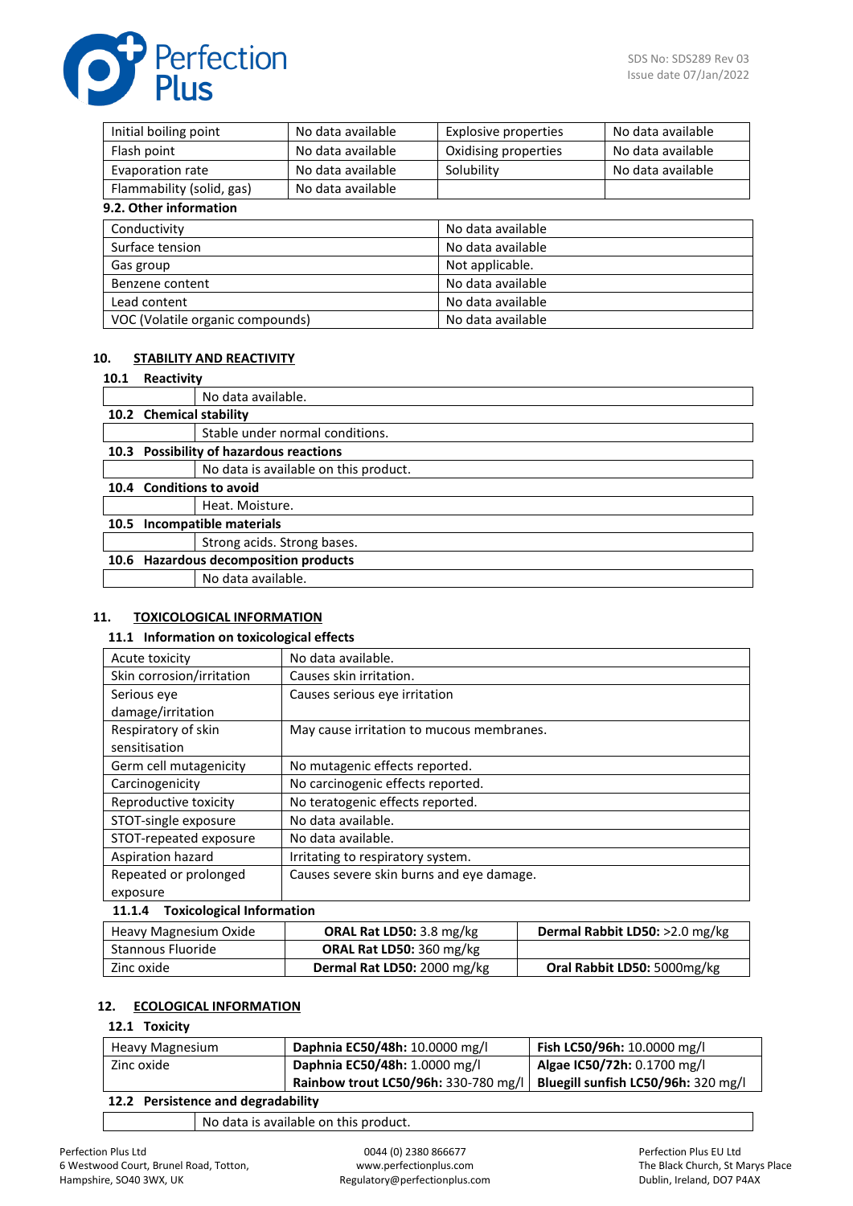| Initial boiling point | No data available | Explosive properties | No data available |
|---|---|---|---|
| Flash point | No data available | Oxidising properties | No data available |
| Evaporation rate | No data available | Solubility | No data available |
| Flammability (solid, gas) | No data available | | |

**9.2. Other information**

| Conductivity | No data available |
|---|---|
| Surface tension | No data available |
| Gas group | Not applicable. |
| Benzene content | No data available |
| Lead content | No data available |
| VOC (Volatile organic compounds) | No data available |

## 10. STABILITY AND REACTIVITY

**10.1 Reactivity**

No data available.

**10.2 Chemical stability**

Stable under normal conditions.

**10.3 Possibility of hazardous reactions**

No data is available on this product.

**10.4 Conditions to avoid**

Heat. Moisture.

**10.5 Incompatible materials**

Strong acids. Strong bases.

**10.6 Hazardous decomposition products**

No data available.

## 11. TOXICOLOGICAL INFORMATION

**11.1 Information on toxicological effects**

| Acute toxicity | No data available. |
|---|---|
| Skin corrosion/irritation | Causes skin irritation. |
| Serious eye damage/irritation | Causes serious eye irritation |
| Respiratory of skin sensitisation | May cause irritation to mucous membranes. |
| Germ cell mutagenicity | No mutagenic effects reported. |
| Carcinogenicity | No carcinogenic effects reported. |
| Reproductive toxicity | No teratogenic effects reported. |
| STOT-single exposure | No data available. |
| STOT-repeated exposure | No data available. |
| Aspiration hazard | Irritating to respiratory system. |
| Repeated or prolonged exposure | Causes severe skin burns and eye damage. |

**11.1.4 Toxicological Information**

| Heavy Magnesium Oxide | **ORAL Rat LD50:** 3.8 mg/kg | **Dermal Rabbit LD50:** >2.0 mg/kg |
|---|---|---|
| Stannous Fluoride | **ORAL Rat LD50:** 360 mg/kg | |
| Zinc oxide | **Dermal Rat LD50:** 2000 mg/kg | **Oral Rabbit LD50:** 5000mg/kg |

## 12. ECOLOGICAL INFORMATION

**12.1 Toxicity**

| Heavy Magnesium | **Daphnia EC50/48h:** 10.0000 mg/l | **Fish LC50/96h:** 10.0000 mg/l |
|---|---|---|
| Zinc oxide | **Daphnia EC50/48h:** 1.0000 mg/l | **Algae IC50/72h:** 0.1700 mg/l |
| | **Rainbow trout LC50/96h:** 330-780 mg/l | **Bluegill sunfish LC50/96h:** 320 mg/l |

**12.2 Persistence and degradability**

No data is available on this product.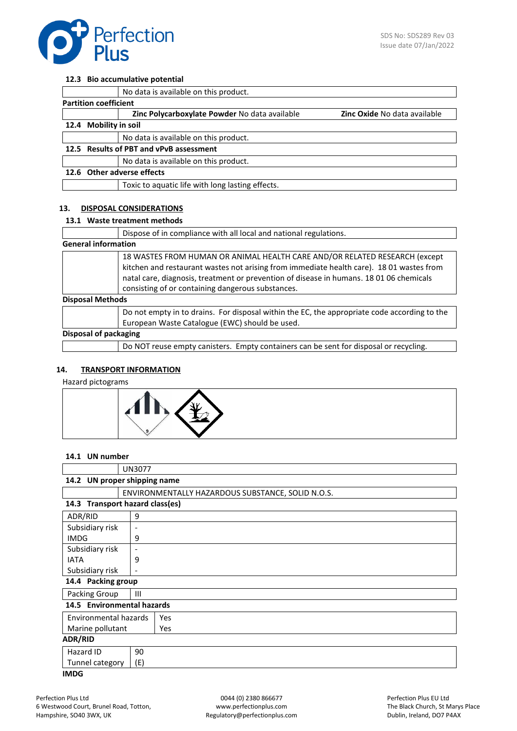### 12.3 Bio accumulative potential

| | |
|---|---|
| | No data is available on this product. |

**Partition coefficient**

| | | |
|---|---|---|
| | **Zinc Polycarboxylate Powder** No data available | **Zinc Oxide** No data available |

### 12.4 Mobility in soil

| | |
|---|---|
| | No data is available on this product. |

### 12.5 Results of PBT and vPvB assessment

| | |
|---|---|
| | No data is available on this product. |

### 12.6 Other adverse effects

| | |
|---|---|
| | Toxic to aquatic life with long lasting effects. |

## 13. DISPOSAL CONSIDERATIONS

### 13.1 Waste treatment methods

| | |
|---|---|
| | Dispose of in compliance with all local and national regulations. |

**General information**

| | |
|---|---|
| | 18 WASTES FROM HUMAN OR ANIMAL HEALTH CARE AND/OR RELATED RESEARCH (except kitchen and restaurant wastes not arising from immediate health care). 18 01 wastes from natal care, diagnosis, treatment or prevention of disease in humans. 18 01 06 chemicals consisting of or containing dangerous substances. |

**Disposal Methods**

| | |
|---|---|
| | Do not empty in to drains. For disposal within the EC, the appropriate code according to the European Waste Catalogue (EWC) should be used. |

**Disposal of packaging**

| | |
|---|---|
| | Do NOT reuse empty canisters. Empty containers can be sent for disposal or recycling. |

## 14. TRANSPORT INFORMATION

Hazard pictograms

### 14.1 UN number

| | |
|---|---|
| | UN3077 |

### 14.2 UN proper shipping name

| | |
|---|---|
| | ENVIRONMENTALLY HAZARDOUS SUBSTANCE, SOLID N.O.S. |

### 14.3 Transport hazard class(es)

| | |
|---|---|
| ADR/RID | 9 |
| Subsidiary risk | - |
| IMDG | 9 |
| Subsidiary risk | - |
| IATA | 9 |
| Subsidiary risk | - |

### 14.4 Packing group

| | |
|---|---|
| Packing Group | III |

### 14.5 Environmental hazards

| | |
|---|---|
| Environmental hazards | Yes |
| Marine pollutant | Yes |

**ADR/RID**

| | |
|---|---|
| Hazard ID | 90 |
| Tunnel category | (E) |

**IMDG**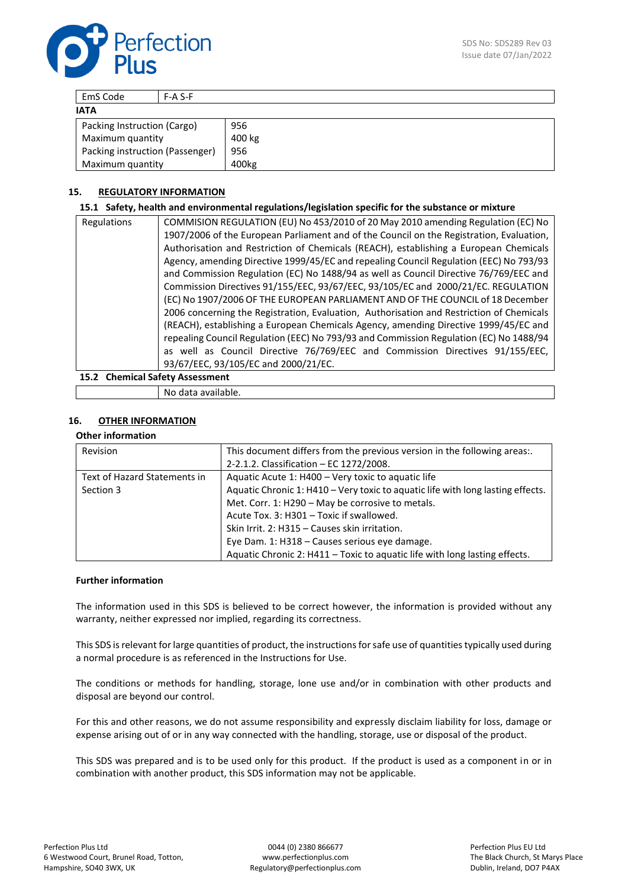| | |
|---|---|
| EmS Code | F-A S-F |

**IATA**

| | |
|---|---|
| Packing Instruction (Cargo) | 956 |
| Maximum quantity | 400 kg |
| Packing instruction (Passenger) | 956 |
| Maximum quantity | 400kg |

## 15. REGULATORY INFORMATION

### 15.1 Safety, health and environmental regulations/legislation specific for the substance or mixture

| | |
|---|---|
| Regulations | COMMISION REGULATION (EU) No 453/2010 of 20 May 2010 amending Regulation (EC) No 1907/2006 of the European Parliament and of the Council on the Registration, Evaluation, Authorisation and Restriction of Chemicals (REACH), establishing a European Chemicals Agency, amending Directive 1999/45/EC and repealing Council Regulation (EEC) No 793/93 and Commission Regulation (EC) No 1488/94 as well as Council Directive 76/769/EEC and Commission Directives 91/155/EEC, 93/67/EEC, 93/105/EC and 2000/21/EC. REGULATION (EC) No 1907/2006 OF THE EUROPEAN PARLIAMENT AND OF THE COUNCIL of 18 December 2006 concerning the Registration, Evaluation, Authorisation and Restriction of Chemicals (REACH), establishing a European Chemicals Agency, amending Directive 1999/45/EC and repealing Council Regulation (EEC) No 793/93 and Commission Regulation (EC) No 1488/94 as well as Council Directive 76/769/EEC and Commission Directives 91/155/EEC, 93/67/EEC, 93/105/EC and 2000/21/EC. |

### 15.2 Chemical Safety Assessment

| | |
|---|---|
| | No data available. |

## 16. OTHER INFORMATION

**Other information**

| | |
|---|---|
| Revision | This document differs from the previous version in the following areas:. 2-2.1.2. Classification – EC 1272/2008. |
| Text of Hazard Statements in Section 3 | Aquatic Acute 1: H400 – Very toxic to aquatic life<br>Aquatic Chronic 1: H410 – Very toxic to aquatic life with long lasting effects.<br>Met. Corr. 1: H290 – May be corrosive to metals.<br>Acute Tox. 3: H301 – Toxic if swallowed.<br>Skin Irrit. 2: H315 – Causes skin irritation.<br>Eye Dam. 1: H318 – Causes serious eye damage.<br>Aquatic Chronic 2: H411 – Toxic to aquatic life with long lasting effects. |

**Further information**

The information used in this SDS is believed to be correct however, the information is provided without any warranty, neither expressed nor implied, regarding its correctness.

This SDS is relevant for large quantities of product, the instructions for safe use of quantities typically used during a normal procedure is as referenced in the Instructions for Use.

The conditions or methods for handling, storage, lone use and/or in combination with other products and disposal are beyond our control.

For this and other reasons, we do not assume responsibility and expressly disclaim liability for loss, damage or expense arising out of or in any way connected with the handling, storage, use or disposal of the product.

This SDS was prepared and is to be used only for this product. If the product is used as a component in or in combination with another product, this SDS information may not be applicable.